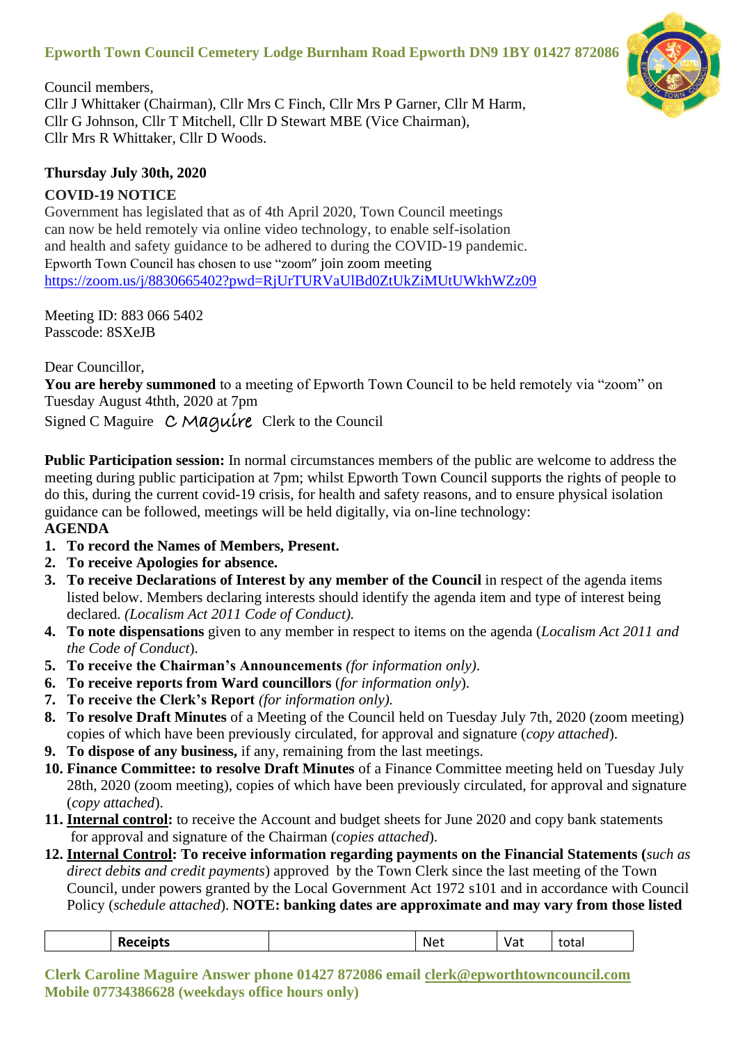**Epworth Town Council Cemetery Lodge Burnham Road Epworth DN9 1BY 01427 872086**

Council members,
Cllr J Whittaker (Chairman), Cllr Mrs C Finch, Cllr Mrs P Garner, Cllr M Harm,
Cllr G Johnson, Cllr T Mitchell, Cllr D Stewart MBE (Vice Chairman),
Cllr Mrs R Whittaker, Cllr D Woods.

**Thursday July 30th, 2020**

**COVID-19 NOTICE**
Government has legislated that as of 4th April 2020, Town Council meetings can now be held remotely via online video technology, to enable self-isolation and health and safety guidance to be adhered to during the COVID-19 pandemic.
Epworth Town Council has chosen to use "zoom" join zoom meeting
https://zoom.us/j/8830665402?pwd=RjUrTURVaUlBd0ZtUkZiMUtUWkhWZz09

Meeting ID: 883 066 5402
Passcode: 8SXeJB

Dear Councillor,
**You are hereby summoned** to a meeting of Epworth Town Council to be held remotely via "zoom" on Tuesday August 4thth, 2020 at 7pm
Signed C Maguire *C Maguire* Clerk to the Council

**Public Participation session:** In normal circumstances members of the public are welcome to address the meeting during public participation at 7pm; whilst Epworth Town Council supports the rights of people to do this, during the current covid-19 crisis, for health and safety reasons, and to ensure physical isolation guidance can be followed, meetings will be held digitally, via on-line technology:

**AGENDA**

1. **To record the Names of Members, Present.**
2. **To receive Apologies for absence.**
3. **To receive Declarations of Interest by any member of the Council** in respect of the agenda items listed below. Members declaring interests should identify the agenda item and type of interest being declared. *(Localism Act 2011 Code of Conduct).*
4. **To note dispensations** given to any member in respect to items on the agenda (*Localism Act 2011 and the Code of Conduct*).
5. **To receive the Chairman's Announcements** *(for information only)*.
6. **To receive reports from Ward councillors** (*for information only*).
7. **To receive the Clerk's Report** *(for information only).*
8. **To resolve Draft Minutes** of a Meeting of the Council held on Tuesday July 7th, 2020 (zoom meeting) copies of which have been previously circulated, for approval and signature (*copy attached*).
9. **To dispose of any business,** if any, remaining from the last meetings.
10. **Finance Committee: to resolve Draft Minutes** of a Finance Committee meeting held on Tuesday July 28th, 2020 (zoom meeting), copies of which have been previously circulated, for approval and signature (*copy attached*).
11. **Internal control:** to receive the Account and budget sheets for June 2020 and copy bank statements for approval and signature of the Chairman (*copies attached*).
12. **Internal Control: To receive information regarding payments on the Financial Statements** (*such as direct debits and credit payments*) approved by the Town Clerk since the last meeting of the Town Council, under powers granted by the Local Government Act 1972 s101 and in accordance with Council Policy (*schedule attached*). **NOTE: banking dates are approximate and may vary from those listed**

| | **Receipts** | | Net | Vat | total |
|---|---|---|---|---|---|

**Clerk Caroline Maguire Answer phone 01427 872086 email clerk@epworthtowncouncil.com**
**Mobile 07734386628 (weekdays office hours only)**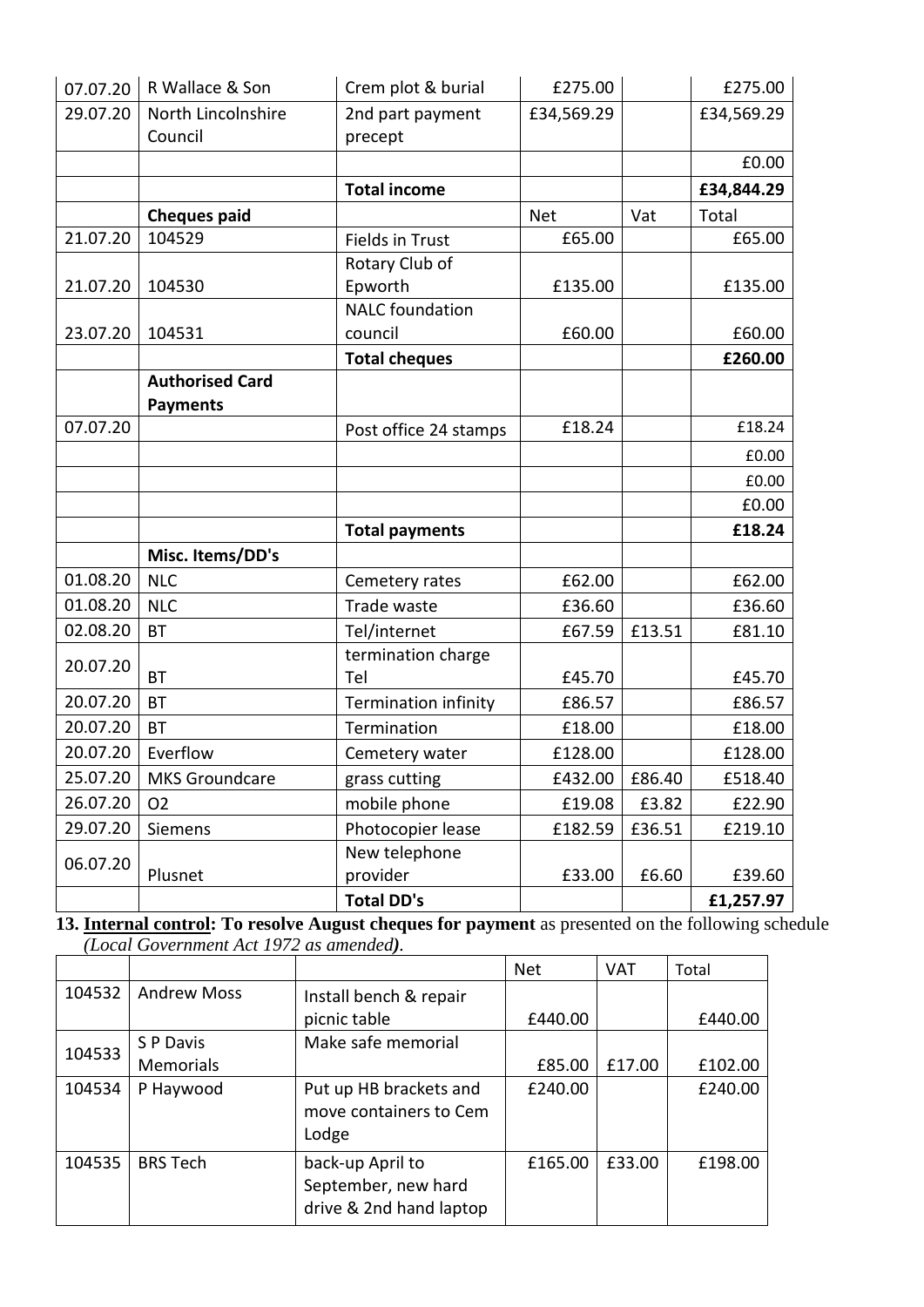| | | | | | |
|---|---|---|---|---|---|
| 07.07.20 | R Wallace & Son | Crem plot & burial | £275.00 | | £275.00 |
| 29.07.20 | North Lincolnshire Council | 2nd part payment precept | £34,569.29 | | £34,569.29 |
| | | | | | £0.00 |
| | | **Total income** | | | **£34,844.29** |
| | **Cheques paid** | | Net | Vat | Total |
| 21.07.20 | 104529 | Fields in Trust | £65.00 | | £65.00 |
| 21.07.20 | 104530 | Rotary Club of Epworth | £135.00 | | £135.00 |
| 23.07.20 | 104531 | NALC foundation council | £60.00 | | £60.00 |
| | | **Total cheques** | | | **£260.00** |
| | **Authorised Card Payments** | | | | |
| 07.07.20 | | Post office 24 stamps | £18.24 | | £18.24 |
| | | | | | £0.00 |
| | | | | | £0.00 |
| | | | | | £0.00 |
| | | **Total payments** | | | **£18.24** |
| | **Misc. Items/DD's** | | | | |
| 01.08.20 | NLC | Cemetery rates | £62.00 | | £62.00 |
| 01.08.20 | NLC | Trade waste | £36.60 | | £36.60 |
| 02.08.20 | BT | Tel/internet | £67.59 | £13.51 | £81.10 |
| 20.07.20 | BT | termination charge Tel | £45.70 | | £45.70 |
| 20.07.20 | BT | Termination infinity | £86.57 | | £86.57 |
| 20.07.20 | BT | Termination | £18.00 | | £18.00 |
| 20.07.20 | Everflow | Cemetery water | £128.00 | | £128.00 |
| 25.07.20 | MKS Groundcare | grass cutting | £432.00 | £86.40 | £518.40 |
| 26.07.20 | O2 | mobile phone | £19.08 | £3.82 | £22.90 |
| 29.07.20 | Siemens | Photocopier lease | £182.59 | £36.51 | £219.10 |
| 06.07.20 | Plusnet | New telephone provider | £33.00 | £6.60 | £39.60 |
| | | **Total DD's** | | | **£1,257.97** |

**13. Internal control: To resolve August cheques for payment** as presented on the following schedule *(Local Government Act 1972 as amended)*.

| | | | Net | VAT | Total |
|---|---|---|---|---|---|
| 104532 | Andrew Moss | Install bench & repair picnic table | £440.00 | | £440.00 |
| 104533 | S P Davis Memorials | Make safe memorial | £85.00 | £17.00 | £102.00 |
| 104534 | P Haywood | Put up HB brackets and move containers to Cem Lodge | £240.00 | | £240.00 |
| 104535 | BRS Tech | back-up April to September, new hard drive & 2nd hand laptop | £165.00 | £33.00 | £198.00 |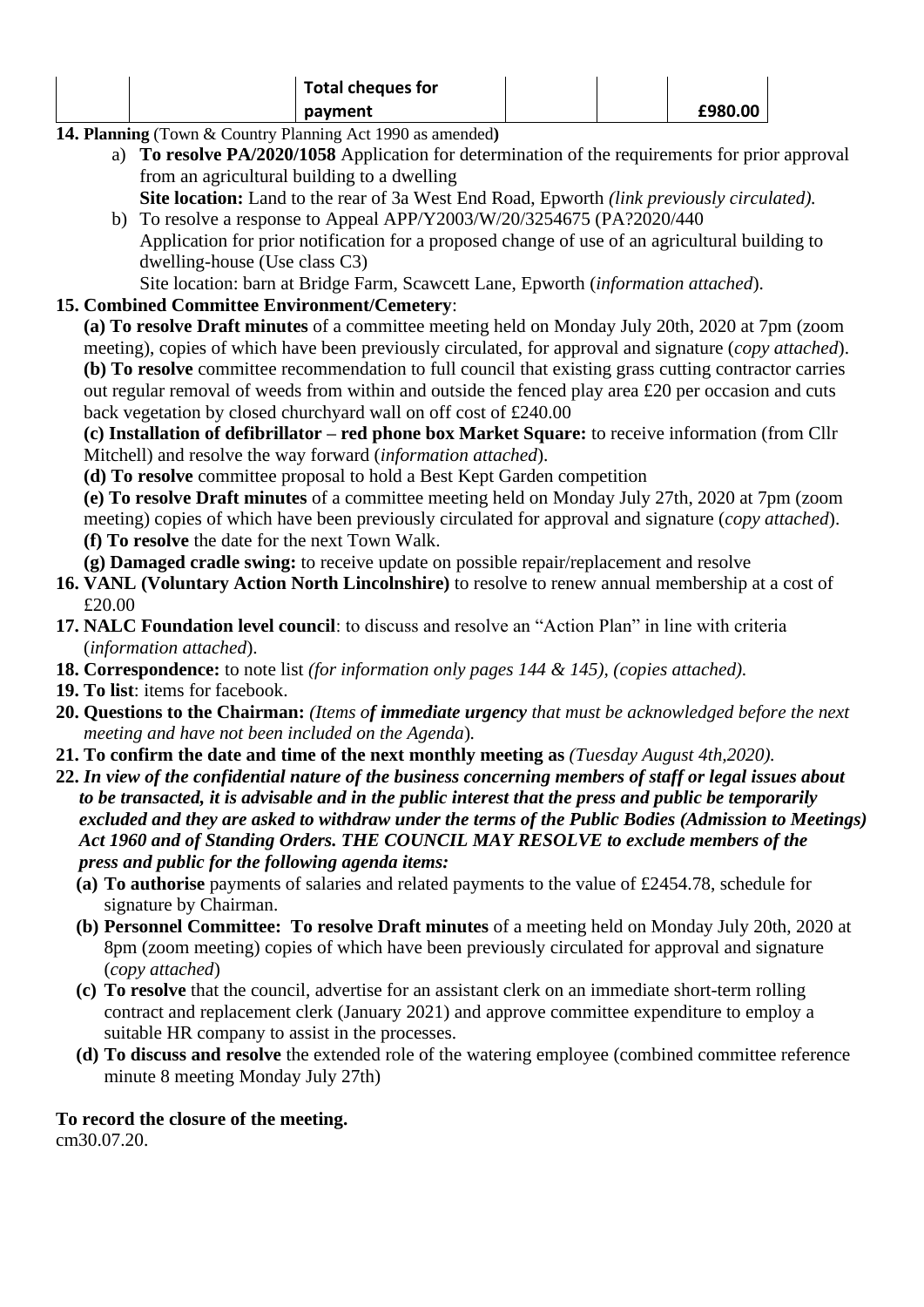| | | | | | |
|---|---|---|---|---|---|
| | | **Total cheques for payment** | | | **£980.00** |

**14. Planning** (Town & Country Planning Act 1990 as amended**)**

a) **To resolve PA/2020/1058** Application for determination of the requirements for prior approval from an agricultural building to a dwelling
**Site location:** Land to the rear of 3a West End Road, Epworth *(link previously circulated).*

b) To resolve a response to Appeal APP/Y2003/W/20/3254675 (PA?2020/440
Application for prior notification for a proposed change of use of an agricultural building to dwelling-house (Use class C3)
Site location: barn at Bridge Farm, Scawcett Lane, Epworth (*information attached*).

**15. Combined Committee Environment/Cemetery**:

**(a) To resolve Draft minutes** of a committee meeting held on Monday July 20th, 2020 at 7pm (zoom meeting), copies of which have been previously circulated, for approval and signature (*copy attached*).
**(b) To resolve** committee recommendation to full council that existing grass cutting contractor carries out regular removal of weeds from within and outside the fenced play area £20 per occasion and cuts back vegetation by closed churchyard wall on off cost of £240.00
**(c) Installation of defibrillator – red phone box Market Square:** to receive information (from Cllr Mitchell) and resolve the way forward (*information attached*).
**(d) To resolve** committee proposal to hold a Best Kept Garden competition
**(e) To resolve Draft minutes** of a committee meeting held on Monday July 27th, 2020 at 7pm (zoom meeting) copies of which have been previously circulated for approval and signature (*copy attached*).
**(f) To resolve** the date for the next Town Walk.
**(g) Damaged cradle swing:** to receive update on possible repair/replacement and resolve

**16. VANL (Voluntary Action North Lincolnshire)** to resolve to renew annual membership at a cost of £20.00

**17. NALC Foundation level council**: to discuss and resolve an "Action Plan" in line with criteria (*information attached*).

**18. Correspondence:** to note list *(for information only pages 144 & 145), (copies attached).*

**19. To list**: items for facebook.

**20. Questions to the Chairman:** *(Items o**f immediate urgency** that must be acknowledged before the next meeting and have not been included on the Agenda*).

**21. To confirm the date and time of the next monthly meeting as** *(Tuesday August 4th,2020).*

**22.** ***In view of the confidential nature of the business concerning members of staff or legal issues about to be transacted, it is advisable and in the public interest that the press and public be temporarily excluded and they are asked to withdraw under the terms of the Public Bodies (Admission to Meetings) Act 1960 and of Standing Orders. THE COUNCIL MAY RESOLVE to exclude members of the press and public for the following agenda items:***

**(a) To authorise** payments of salaries and related payments to the value of £2454.78, schedule for signature by Chairman.
**(b) Personnel Committee: To resolve Draft minutes** of a meeting held on Monday July 20th, 2020 at 8pm (zoom meeting) copies of which have been previously circulated for approval and signature (*copy attached*)
**(c) To resolve** that the council, advertise for an assistant clerk on an immediate short-term rolling contract and replacement clerk (January 2021) and approve committee expenditure to employ a suitable HR company to assist in the processes.
**(d) To discuss and resolve** the extended role of the watering employee (combined committee reference minute 8 meeting Monday July 27th)

**To record the closure of the meeting.**
cm30.07.20.